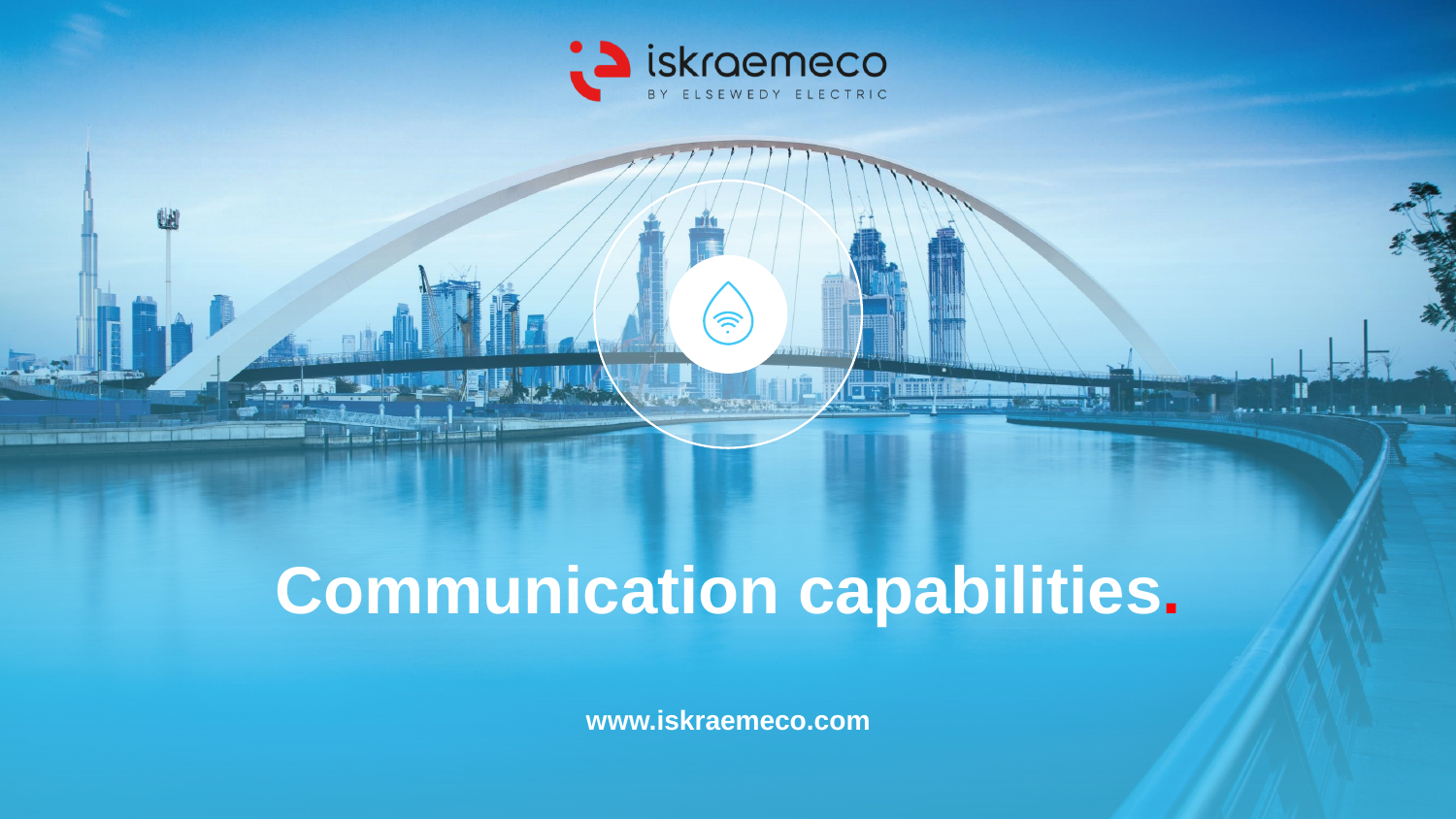iskraemeco

BY ELSEWEDY ELECTRIC

# Communication capabilities.

**www.iskraemeco.com**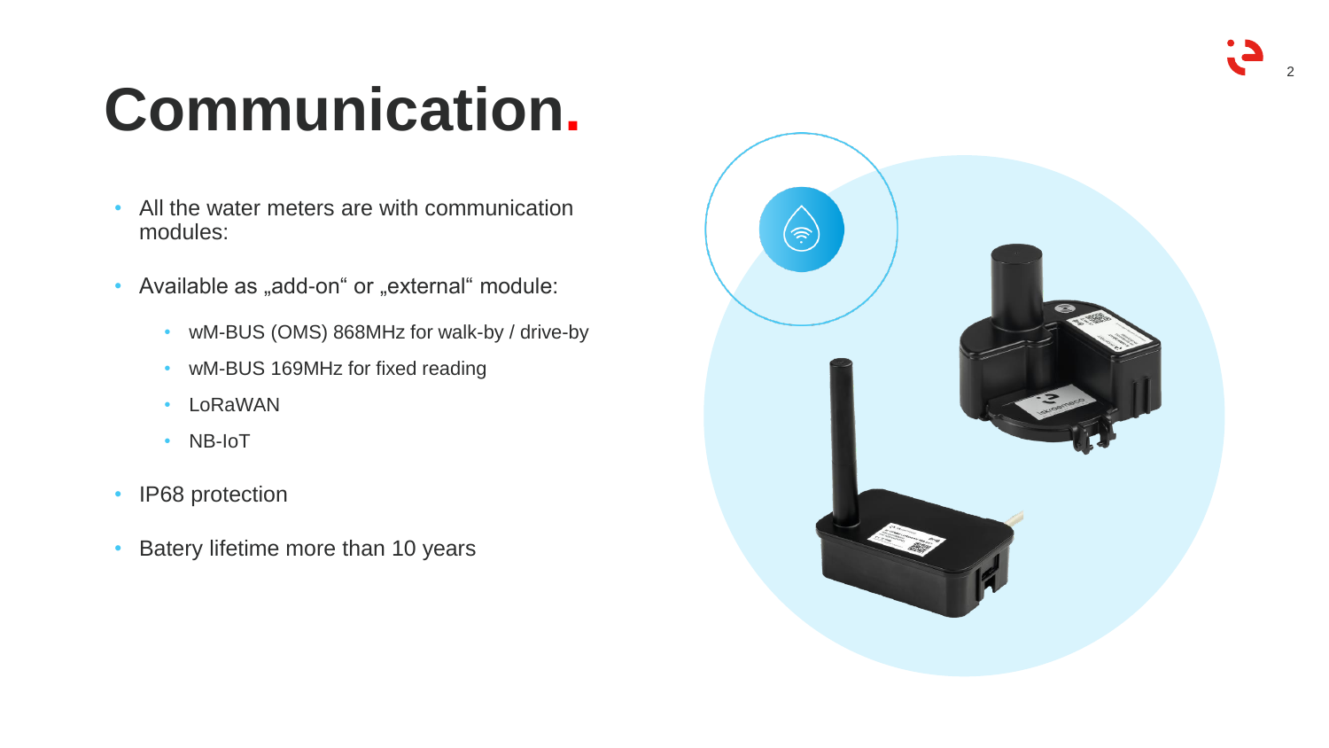# Communication.

- All the water meters are with communication modules:
- Available as „add-on“ or „external“ module:
  - wM-BUS (OMS) 868MHz for walk-by / drive-by
  - wM-BUS 169MHz for fixed reading
  - LoRaWAN
  - NB-IoT
- IP68 protection
- Batery lifetime more than 10 years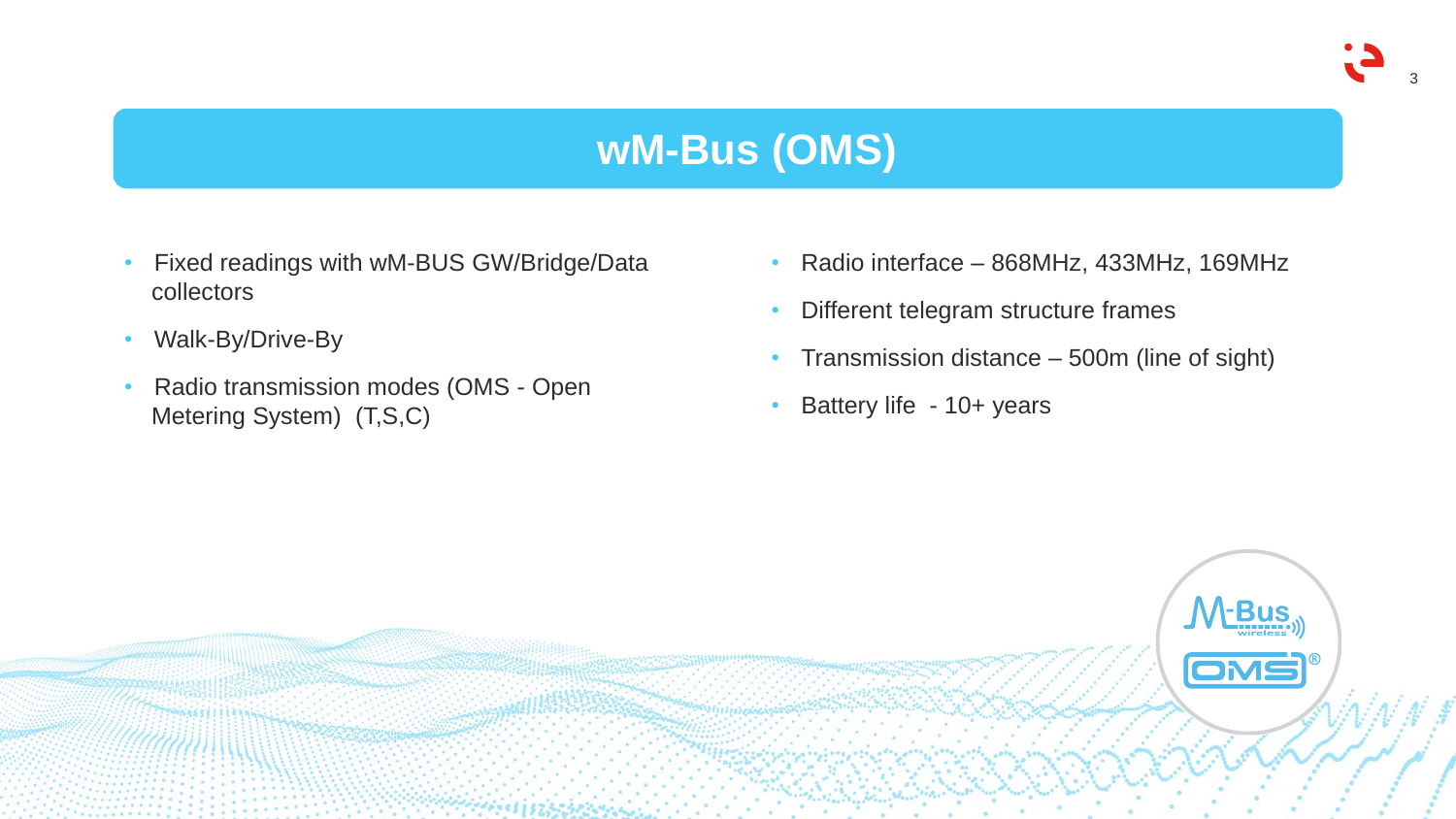# wM-Bus (OMS)

- Fixed readings with wM-BUS GW/Bridge/Data collectors
- Walk-By/Drive-By
- Radio transmission modes (OMS - Open Metering System) (T,S,C)

- Radio interface – 868MHz, 433MHz, 169MHz
- Different telegram structure frames
- Transmission distance – 500m (line of sight)
- Battery life - 10+ years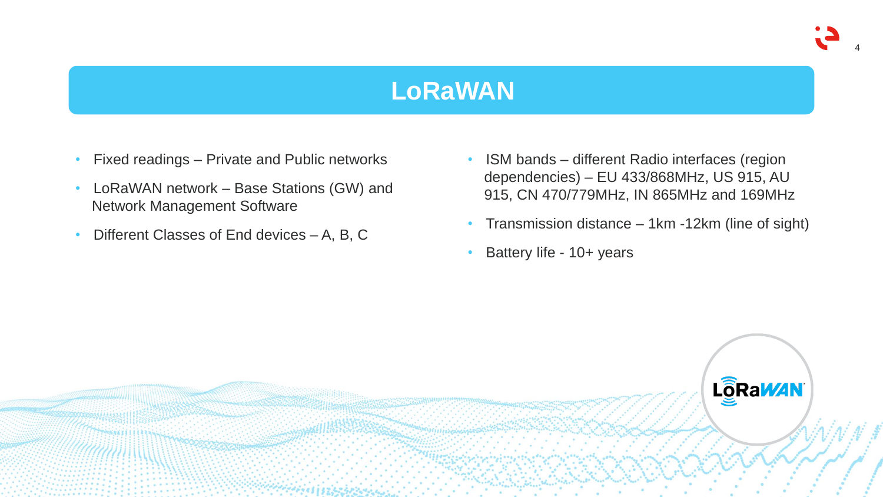# LoRaWAN

- Fixed readings – Private and Public networks
- LoRaWAN network – Base Stations (GW) and Network Management Software
- Different Classes of End devices – A, B, C
- ISM bands – different Radio interfaces (region dependencies) – EU 433/868MHz, US 915, AU 915, CN 470/779MHz, IN 865MHz and 169MHz
- Transmission distance – 1km -12km (line of sight)
- Battery life - 10+ years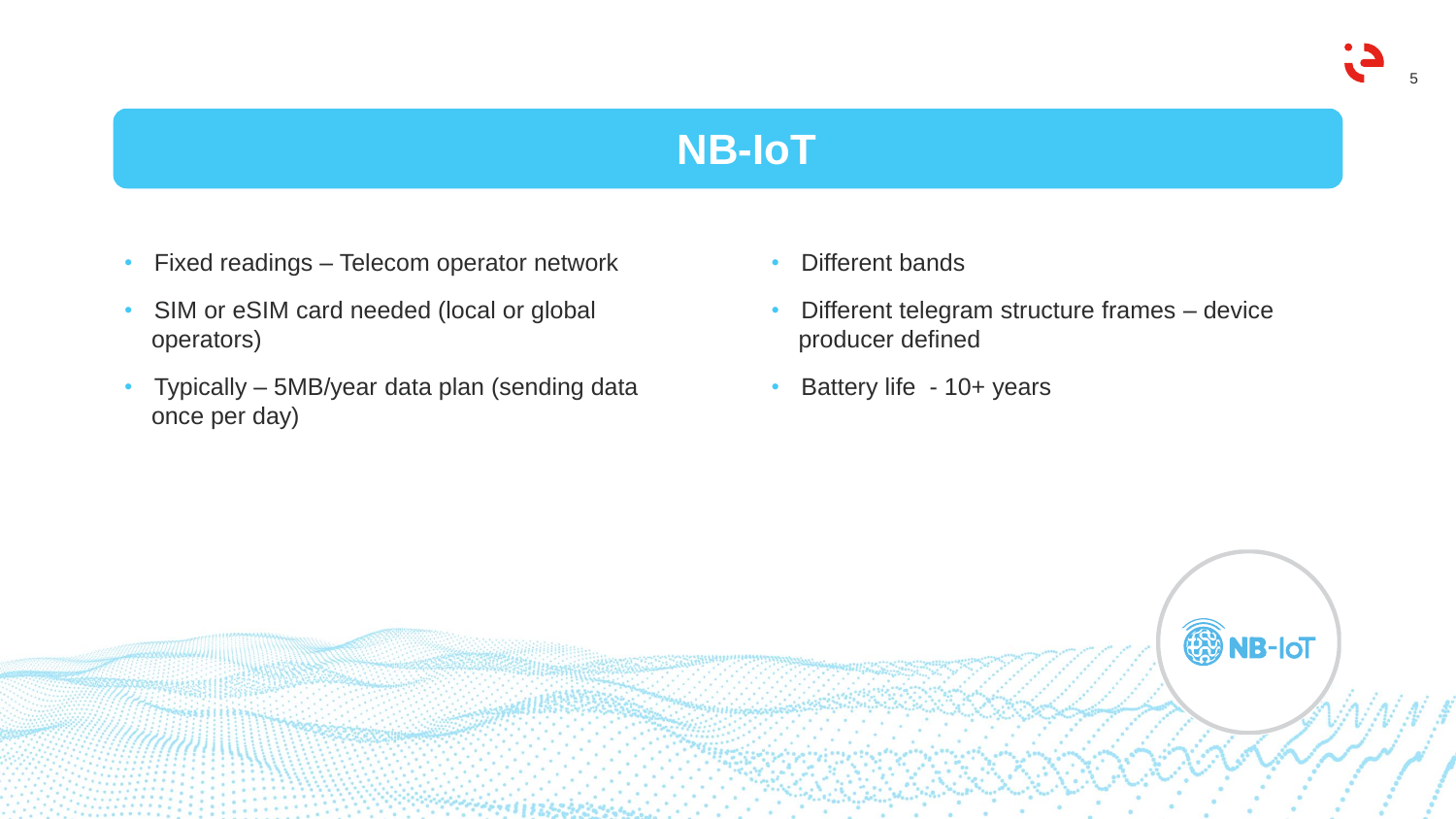# NB-IoT

- Fixed readings – Telecom operator network
- SIM or eSIM card needed (local or global operators)
- Typically – 5MB/year data plan (sending data once per day)
- Different bands
- Different telegram structure frames – device producer defined
- Battery life - 10+ years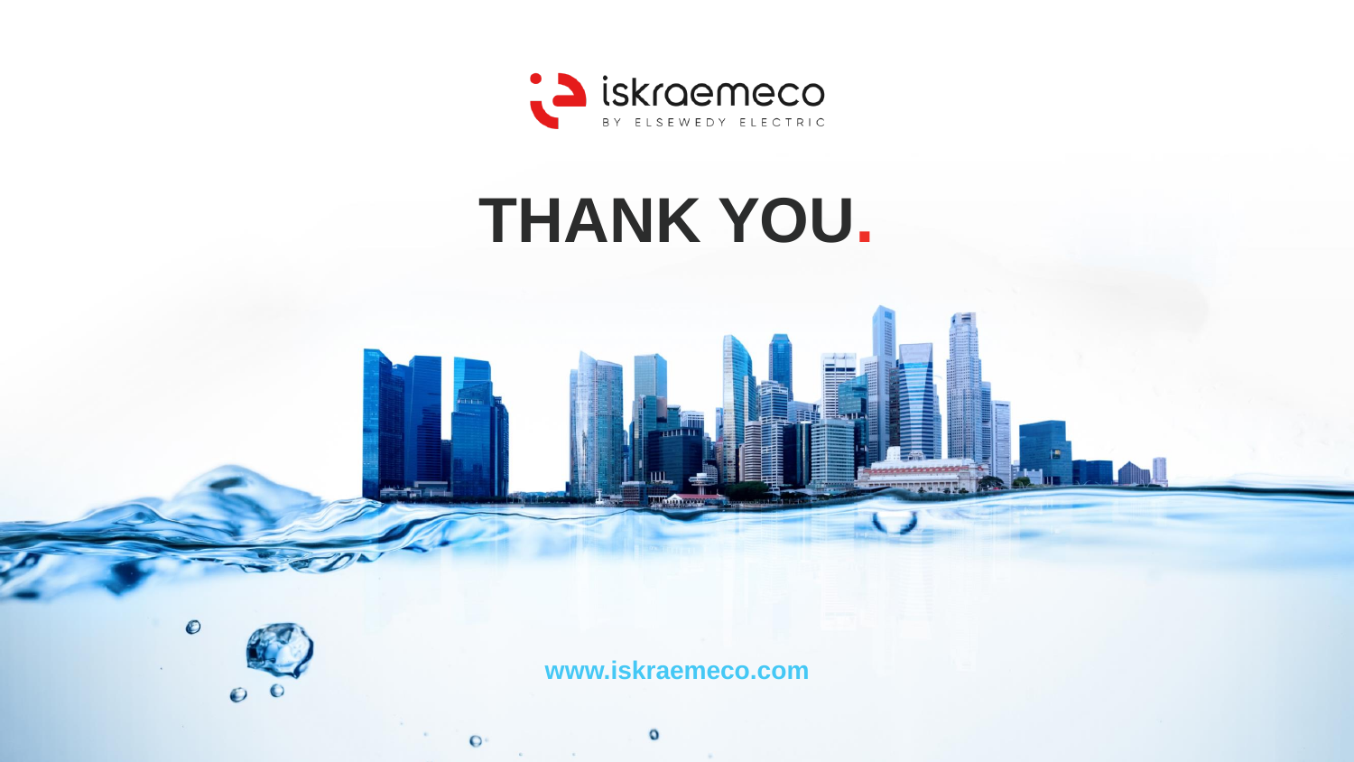iskraemeco

BY ELSEWEDY ELECTRIC

# THANK YOU.

www.iskraemeco.com